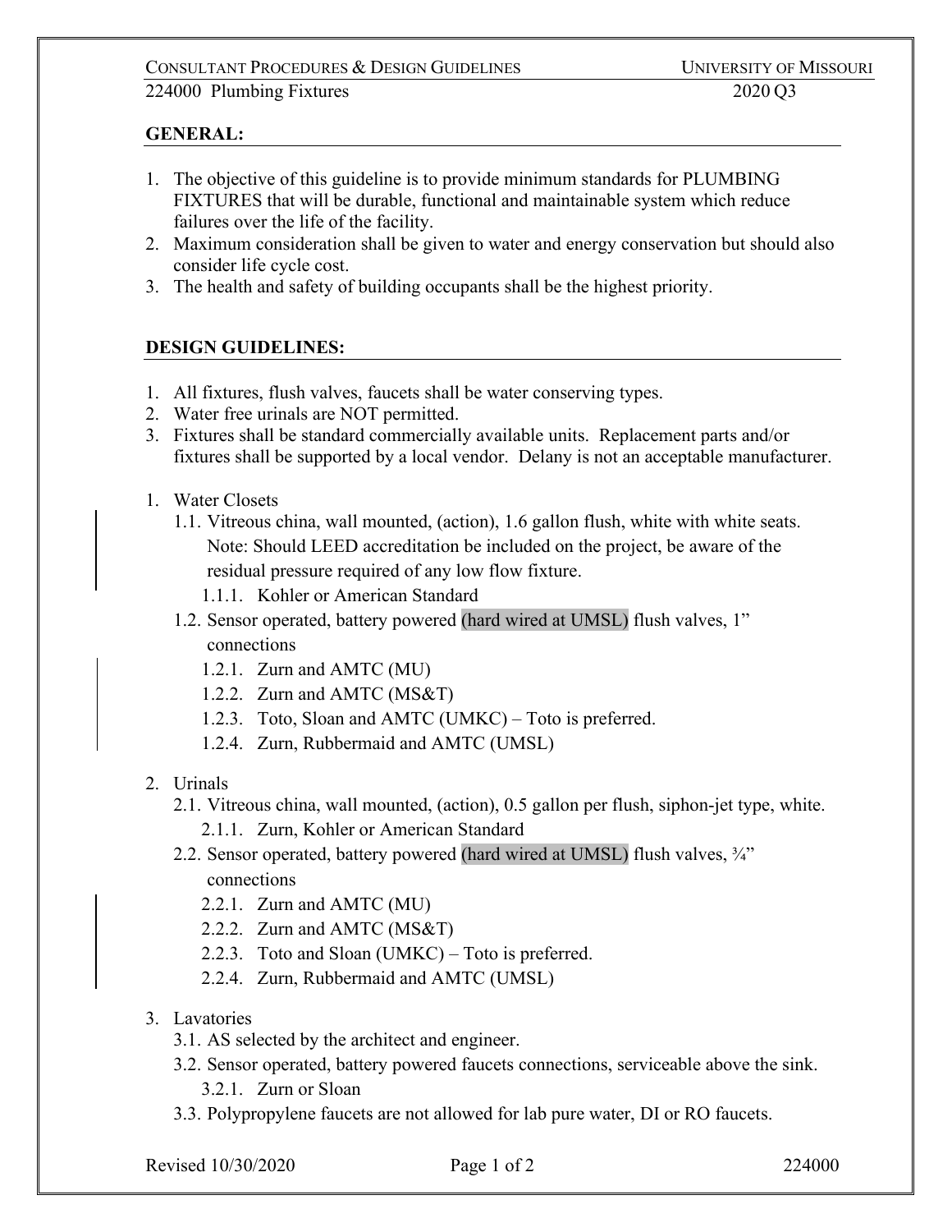**GENERAL:**

1. The objective of this guideline is to provide minimum standards for PLUMBING FIXTURES that will be durable, functional and maintainable system which reduce failures over the life of the facility.
2. Maximum consideration shall be given to water and energy conservation but should also consider life cycle cost.
3. The health and safety of building occupants shall be the highest priority.

**DESIGN GUIDELINES:**

1. All fixtures, flush valves, faucets shall be water conserving types.
2. Water free urinals are NOT permitted.
3. Fixtures shall be standard commercially available units. Replacement parts and/or fixtures shall be supported by a local vendor. Delany is not an acceptable manufacturer.

1. Water Closets
   - 1.1. Vitreous china, wall mounted, (action), 1.6 gallon flush, white with white seats. Note: Should LEED accreditation be included on the project, be aware of the residual pressure required of any low flow fixture.
     - 1.1.1. Kohler or American Standard
   - 1.2. Sensor operated, battery powered (hard wired at UMSL) flush valves, 1" connections
     - 1.2.1. Zurn and AMTC (MU)
     - 1.2.2. Zurn and AMTC (MS&T)
     - 1.2.3. Toto, Sloan and AMTC (UMKC) – Toto is preferred.
     - 1.2.4. Zurn, Rubbermaid and AMTC (UMSL)

2. Urinals
   - 2.1. Vitreous china, wall mounted, (action), 0.5 gallon per flush, siphon-jet type, white.
     - 2.1.1. Zurn, Kohler or American Standard
   - 2.2. Sensor operated, battery powered (hard wired at UMSL) flush valves, ¾" connections
     - 2.2.1. Zurn and AMTC (MU)
     - 2.2.2. Zurn and AMTC (MS&T)
     - 2.2.3. Toto and Sloan (UMKC) – Toto is preferred.
     - 2.2.4. Zurn, Rubbermaid and AMTC (UMSL)

3. Lavatories
   - 3.1. AS selected by the architect and engineer.
   - 3.2. Sensor operated, battery powered faucets connections, serviceable above the sink.
     - 3.2.1. Zurn or Sloan
   - 3.3. Polypropylene faucets are not allowed for lab pure water, DI or RO faucets.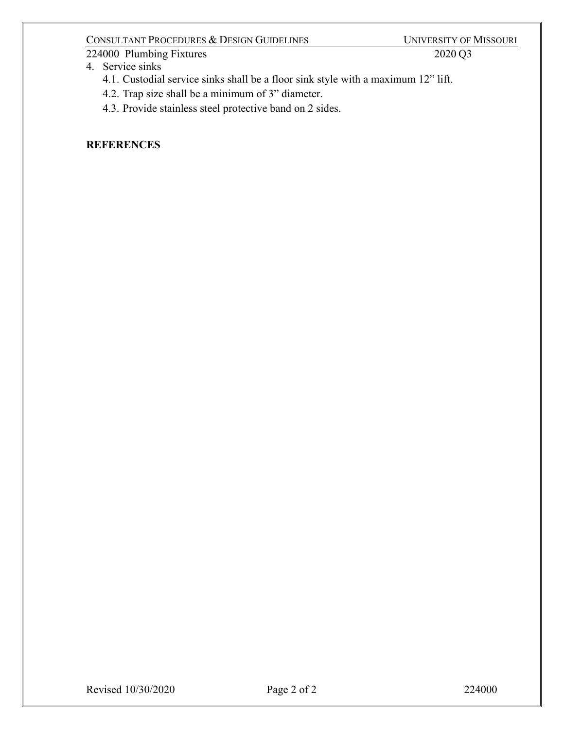4. Service sinks
   4.1. Custodial service sinks shall be a floor sink style with a maximum 12” lift.
   4.2. Trap size shall be a minimum of 3” diameter.
   4.3. Provide stainless steel protective band on 2 sides.

**REFERENCES**